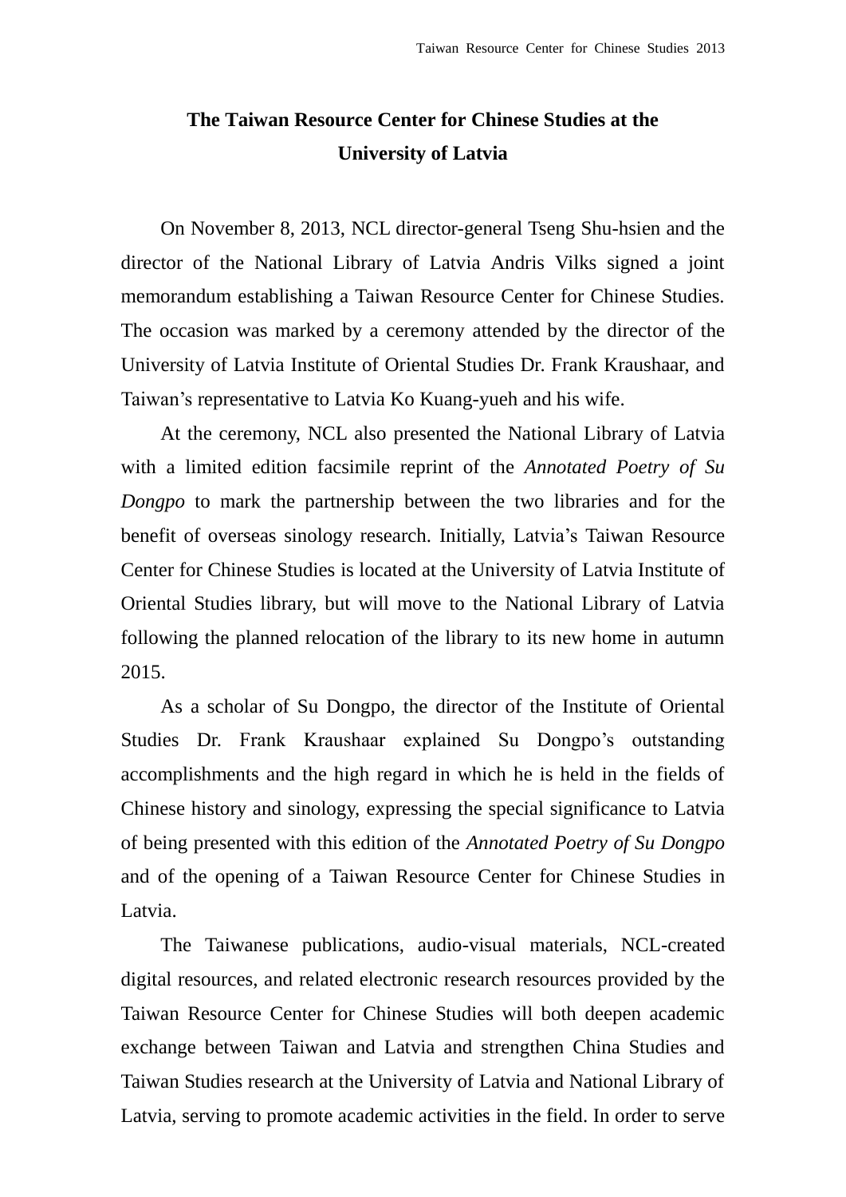# The Taiwan Resource Center for Chinese Studies at the University of Latvia

On November 8, 2013, NCL director-general Tseng Shu-hsien and the director of the National Library of Latvia Andris Vilks signed a joint memorandum establishing a Taiwan Resource Center for Chinese Studies. The occasion was marked by a ceremony attended by the director of the University of Latvia Institute of Oriental Studies Dr. Frank Kraushaar, and Taiwan's representative to Latvia Ko Kuang-yueh and his wife.

At the ceremony, NCL also presented the National Library of Latvia with a limited edition facsimile reprint of the *Annotated Poetry of Su Dongpo* to mark the partnership between the two libraries and for the benefit of overseas sinology research. Initially, Latvia's Taiwan Resource Center for Chinese Studies is located at the University of Latvia Institute of Oriental Studies library, but will move to the National Library of Latvia following the planned relocation of the library to its new home in autumn 2015.

As a scholar of Su Dongpo, the director of the Institute of Oriental Studies Dr. Frank Kraushaar explained Su Dongpo's outstanding accomplishments and the high regard in which he is held in the fields of Chinese history and sinology, expressing the special significance to Latvia of being presented with this edition of the *Annotated Poetry of Su Dongpo* and of the opening of a Taiwan Resource Center for Chinese Studies in Latvia.

The Taiwanese publications, audio-visual materials, NCL-created digital resources, and related electronic research resources provided by the Taiwan Resource Center for Chinese Studies will both deepen academic exchange between Taiwan and Latvia and strengthen China Studies and Taiwan Studies research at the University of Latvia and National Library of Latvia, serving to promote academic activities in the field. In order to serve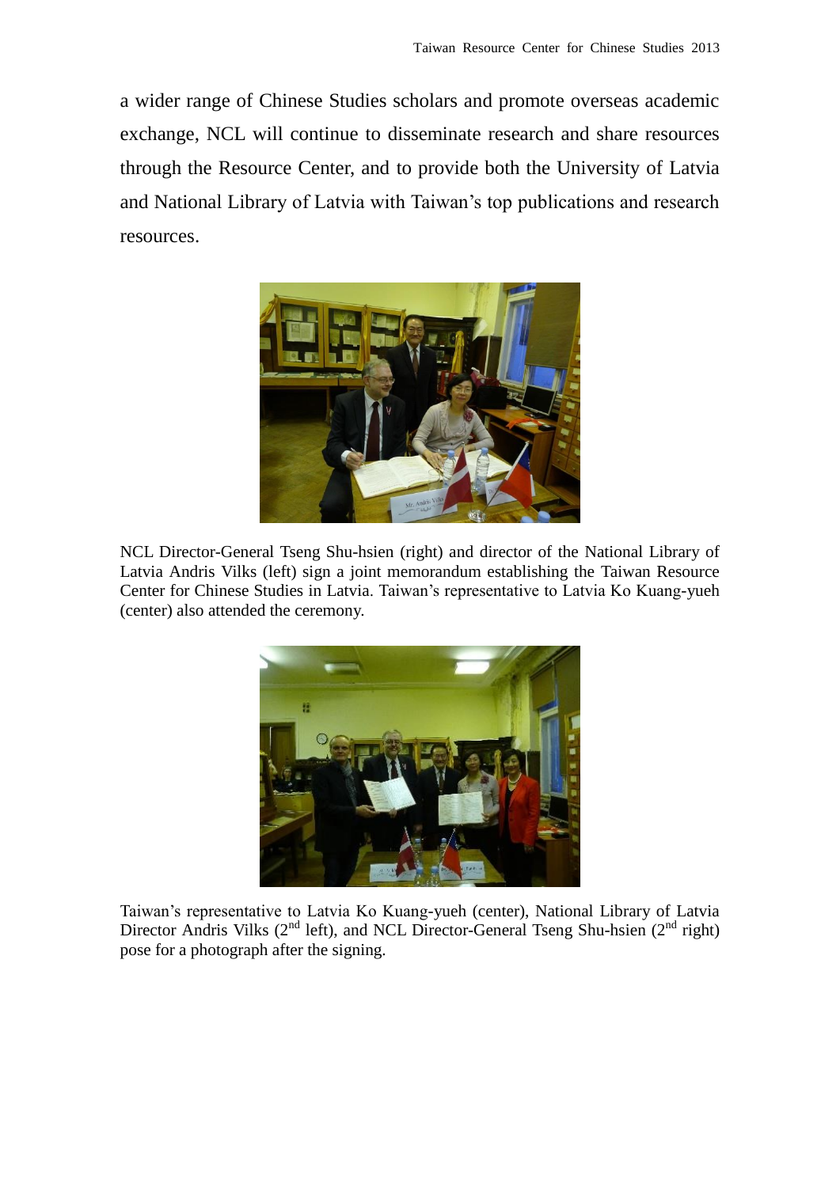a wider range of Chinese Studies scholars and promote overseas academic exchange, NCL will continue to disseminate research and share resources through the Resource Center, and to provide both the University of Latvia and National Library of Latvia with Taiwan's top publications and research resources.

NCL Director-General Tseng Shu-hsien (right) and director of the National Library of Latvia Andris Vilks (left) sign a joint memorandum establishing the Taiwan Resource Center for Chinese Studies in Latvia. Taiwan's representative to Latvia Ko Kuang-yueh (center) also attended the ceremony.

Taiwan's representative to Latvia Ko Kuang-yueh (center), National Library of Latvia Director Andris Vilks (2nd left), and NCL Director-General Tseng Shu-hsien (2nd right) pose for a photograph after the signing.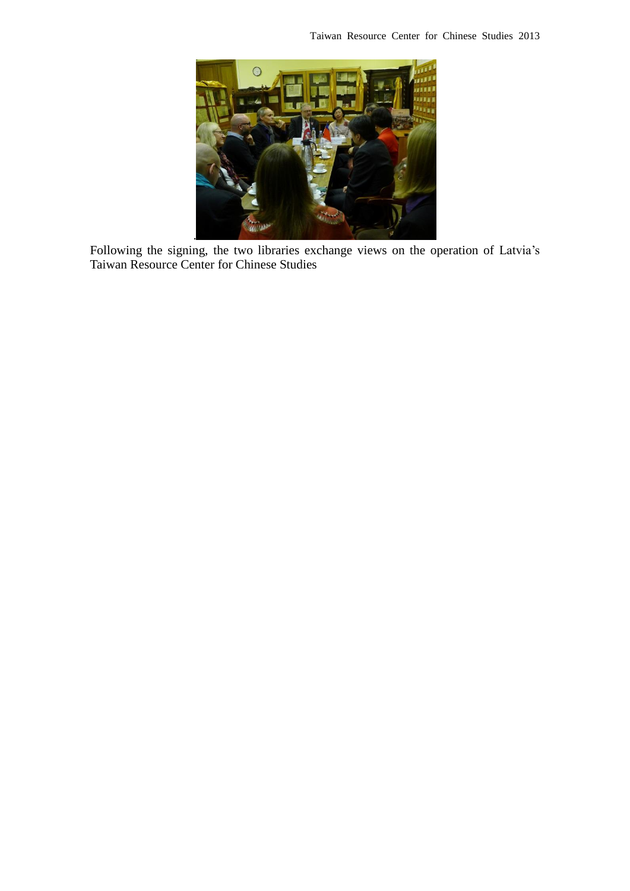Following the signing, the two libraries exchange views on the operation of Latvia’s Taiwan Resource Center for Chinese Studies